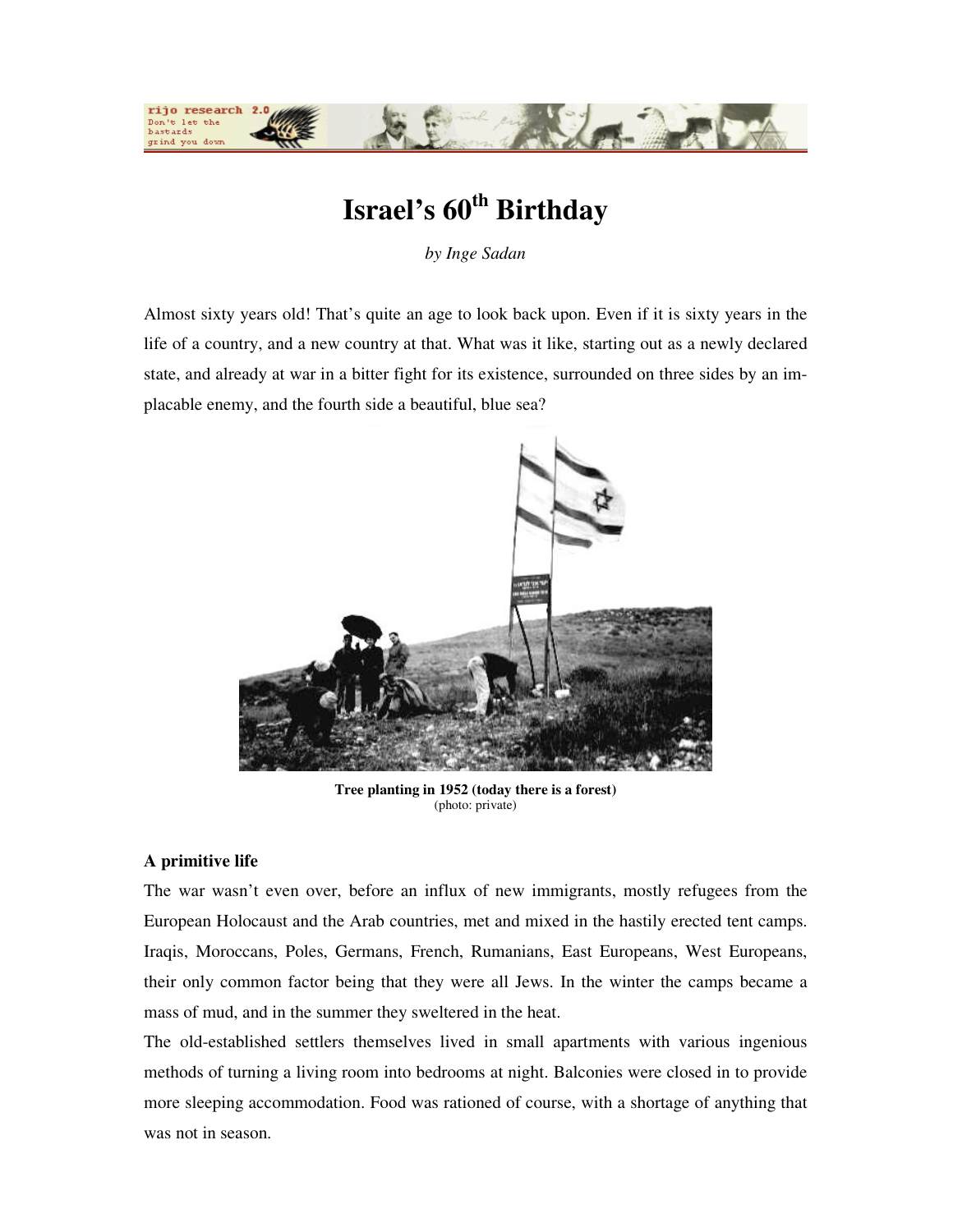# Israel's 60th Birthday

*by Inge Sadan*

Almost sixty years old! That's quite an age to look back upon. Even if it is sixty years in the life of a country, and a new country at that. What was it like, starting out as a newly declared state, and already at war in a bitter fight for its existence, surrounded on three sides by an implacable enemy, and the fourth side a beautiful, blue sea?

**Tree planting in 1952 (today there is a forest)**
(photo: private)

### A primitive life

The war wasn't even over, before an influx of new immigrants, mostly refugees from the European Holocaust and the Arab countries, met and mixed in the hastily erected tent camps. Iraqis, Moroccans, Poles, Germans, French, Rumanians, East Europeans, West Europeans, their only common factor being that they were all Jews. In the winter the camps became a mass of mud, and in the summer they sweltered in the heat.

The old-established settlers themselves lived in small apartments with various ingenious methods of turning a living room into bedrooms at night. Balconies were closed in to provide more sleeping accommodation. Food was rationed of course, with a shortage of anything that was not in season.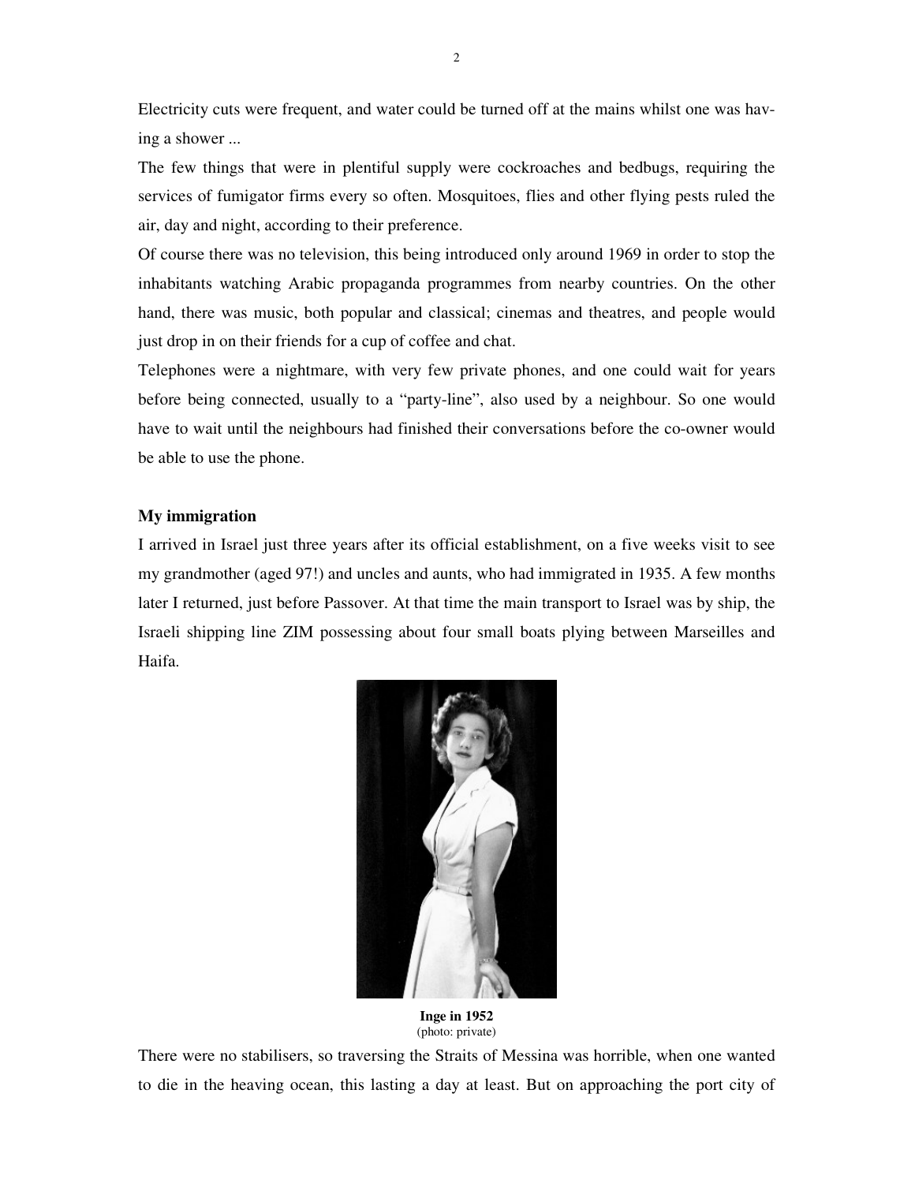Electricity cuts were frequent, and water could be turned off at the mains whilst one was having a shower ...

The few things that were in plentiful supply were cockroaches and bedbugs, requiring the services of fumigator firms every so often. Mosquitoes, flies and other flying pests ruled the air, day and night, according to their preference.

Of course there was no television, this being introduced only around 1969 in order to stop the inhabitants watching Arabic propaganda programmes from nearby countries. On the other hand, there was music, both popular and classical; cinemas and theatres, and people would just drop in on their friends for a cup of coffee and chat.

Telephones were a nightmare, with very few private phones, and one could wait for years before being connected, usually to a "party-line", also used by a neighbour. So one would have to wait until the neighbours had finished their conversations before the co-owner would be able to use the phone.

**My immigration**

I arrived in Israel just three years after its official establishment, on a five weeks visit to see my grandmother (aged 97!) and uncles and aunts, who had immigrated in 1935. A few months later I returned, just before Passover. At that time the main transport to Israel was by ship, the Israeli shipping line ZIM possessing about four small boats plying between Marseilles and Haifa.

**Inge in 1952**
(photo: private)

There were no stabilisers, so traversing the Straits of Messina was horrible, when one wanted to die in the heaving ocean, this lasting a day at least. But on approaching the port city of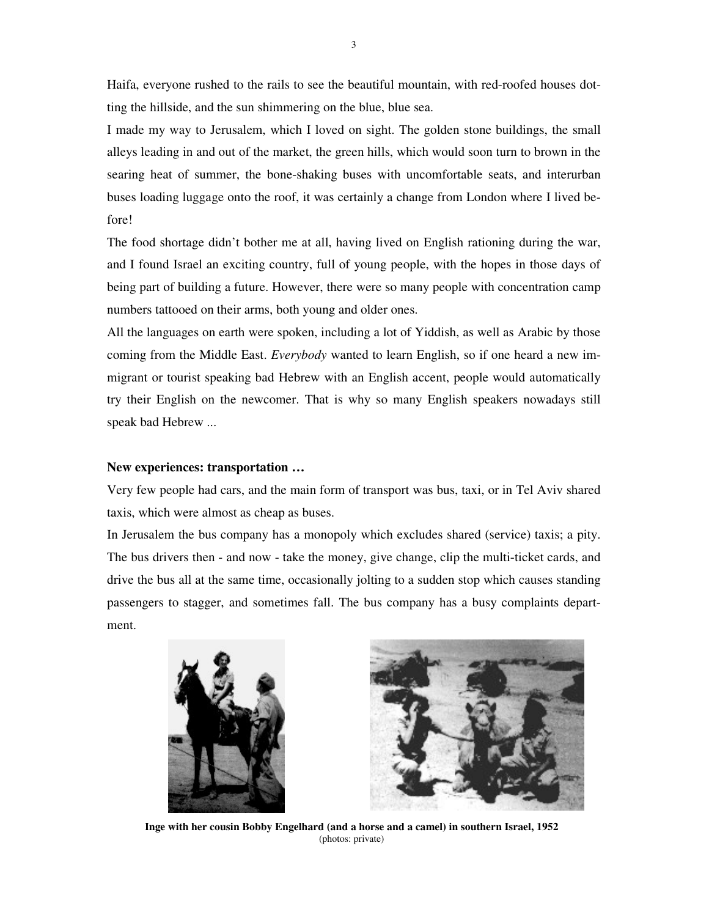Haifa, everyone rushed to the rails to see the beautiful mountain, with red-roofed houses dotting the hillside, and the sun shimmering on the blue, blue sea.

I made my way to Jerusalem, which I loved on sight. The golden stone buildings, the small alleys leading in and out of the market, the green hills, which would soon turn to brown in the searing heat of summer, the bone-shaking buses with uncomfortable seats, and interurban buses loading luggage onto the roof, it was certainly a change from London where I lived before!

The food shortage didn't bother me at all, having lived on English rationing during the war, and I found Israel an exciting country, full of young people, with the hopes in those days of being part of building a future. However, there were so many people with concentration camp numbers tattooed on their arms, both young and older ones.

All the languages on earth were spoken, including a lot of Yiddish, as well as Arabic by those coming from the Middle East. *Everybody* wanted to learn English, so if one heard a new immigrant or tourist speaking bad Hebrew with an English accent, people would automatically try their English on the newcomer. That is why so many English speakers nowadays still speak bad Hebrew ...

**New experiences: transportation …**

Very few people had cars, and the main form of transport was bus, taxi, or in Tel Aviv shared taxis, which were almost as cheap as buses.

In Jerusalem the bus company has a monopoly which excludes shared (service) taxis; a pity. The bus drivers then - and now - take the money, give change, clip the multi-ticket cards, and drive the bus all at the same time, occasionally jolting to a sudden stop which causes standing passengers to stagger, and sometimes fall. The bus company has a busy complaints department.

**Inge with her cousin Bobby Engelhard (and a horse and a camel) in southern Israel, 1952**
(photos: private)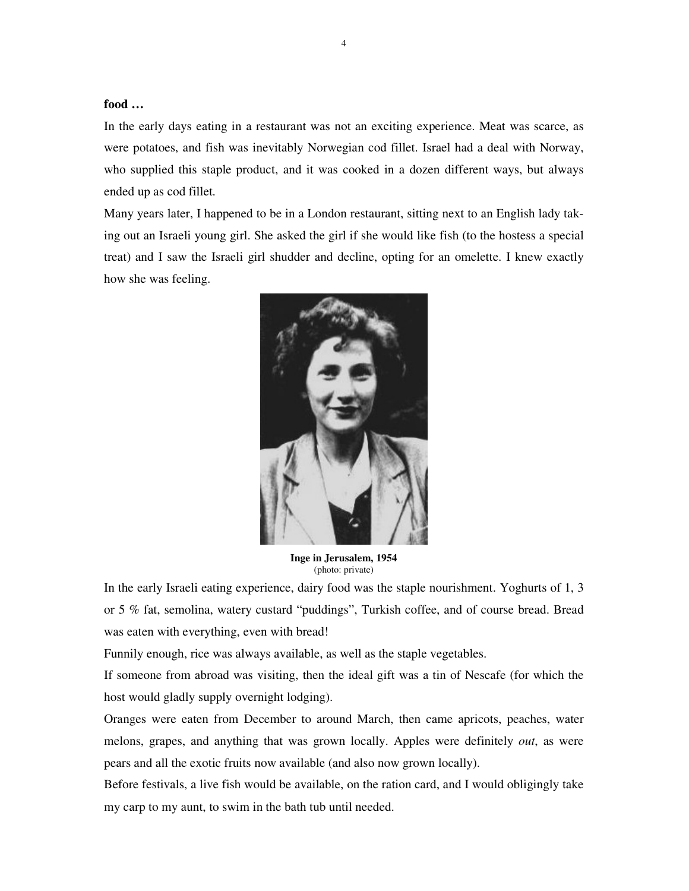**food …**

In the early days eating in a restaurant was not an exciting experience. Meat was scarce, as were potatoes, and fish was inevitably Norwegian cod fillet. Israel had a deal with Norway, who supplied this staple product, and it was cooked in a dozen different ways, but always ended up as cod fillet.

Many years later, I happened to be in a London restaurant, sitting next to an English lady taking out an Israeli young girl. She asked the girl if she would like fish (to the hostess a special treat) and I saw the Israeli girl shudder and decline, opting for an omelette. I knew exactly how she was feeling.

**Inge in Jerusalem, 1954**
(photo: private)

In the early Israeli eating experience, dairy food was the staple nourishment. Yoghurts of 1, 3 or 5 % fat, semolina, watery custard "puddings", Turkish coffee, and of course bread. Bread was eaten with everything, even with bread!

Funnily enough, rice was always available, as well as the staple vegetables.

If someone from abroad was visiting, then the ideal gift was a tin of Nescafe (for which the host would gladly supply overnight lodging).

Oranges were eaten from December to around March, then came apricots, peaches, water melons, grapes, and anything that was grown locally. Apples were definitely *out*, as were pears and all the exotic fruits now available (and also now grown locally).

Before festivals, a live fish would be available, on the ration card, and I would obligingly take my carp to my aunt, to swim in the bath tub until needed.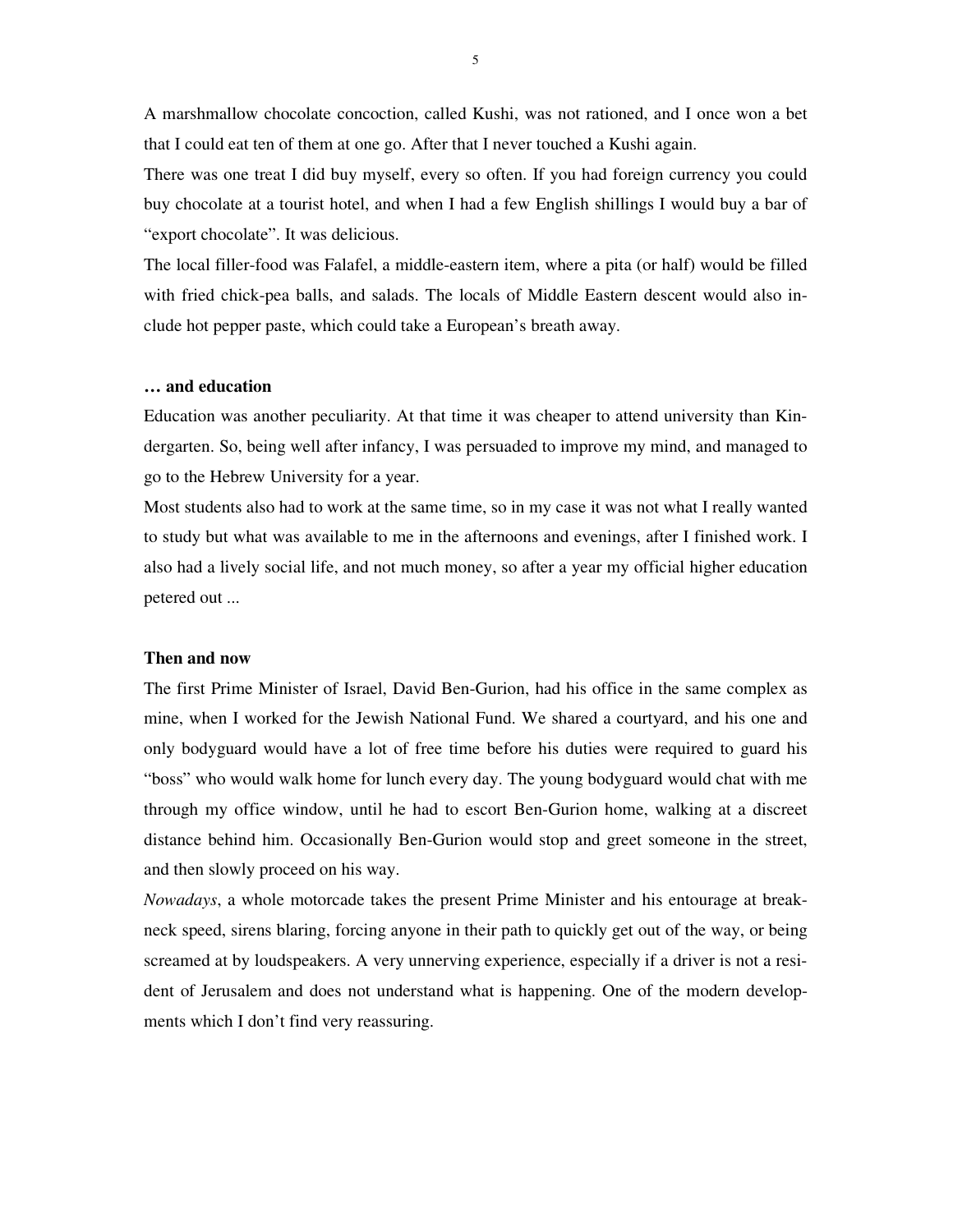A marshmallow chocolate concoction, called Kushi, was not rationed, and I once won a bet that I could eat ten of them at one go. After that I never touched a Kushi again.

There was one treat I did buy myself, every so often. If you had foreign currency you could buy chocolate at a tourist hotel, and when I had a few English shillings I would buy a bar of "export chocolate". It was delicious.

The local filler-food was Falafel, a middle-eastern item, where a pita (or half) would be filled with fried chick-pea balls, and salads. The locals of Middle Eastern descent would also include hot pepper paste, which could take a European's breath away.

**… and education**

Education was another peculiarity. At that time it was cheaper to attend university than Kindergarten. So, being well after infancy, I was persuaded to improve my mind, and managed to go to the Hebrew University for a year.

Most students also had to work at the same time, so in my case it was not what I really wanted to study but what was available to me in the afternoons and evenings, after I finished work. I also had a lively social life, and not much money, so after a year my official higher education petered out ...

**Then and now**

The first Prime Minister of Israel, David Ben-Gurion, had his office in the same complex as mine, when I worked for the Jewish National Fund. We shared a courtyard, and his one and only bodyguard would have a lot of free time before his duties were required to guard his "boss" who would walk home for lunch every day. The young bodyguard would chat with me through my office window, until he had to escort Ben-Gurion home, walking at a discreet distance behind him. Occasionally Ben-Gurion would stop and greet someone in the street, and then slowly proceed on his way.

*Nowadays*, a whole motorcade takes the present Prime Minister and his entourage at breakneck speed, sirens blaring, forcing anyone in their path to quickly get out of the way, or being screamed at by loudspeakers. A very unnerving experience, especially if a driver is not a resident of Jerusalem and does not understand what is happening. One of the modern developments which I don't find very reassuring.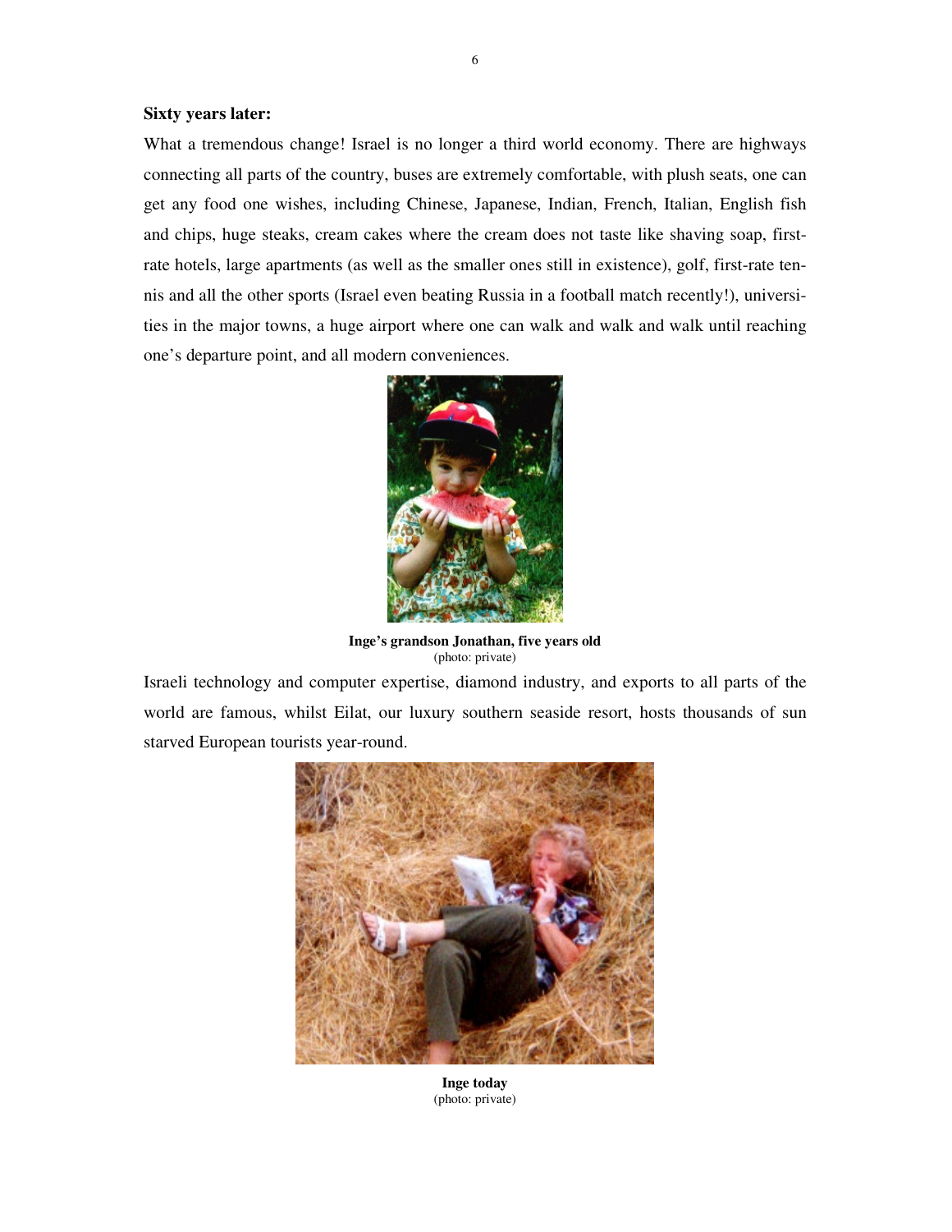**Sixty years later:**

What a tremendous change! Israel is no longer a third world economy. There are highways connecting all parts of the country, buses are extremely comfortable, with plush seats, one can get any food one wishes, including Chinese, Japanese, Indian, French, Italian, English fish and chips, huge steaks, cream cakes where the cream does not taste like shaving soap, first-rate hotels, large apartments (as well as the smaller ones still in existence), golf, first-rate tennis and all the other sports (Israel even beating Russia in a football match recently!), universities in the major towns, a huge airport where one can walk and walk and walk until reaching one's departure point, and all modern conveniences.

**Inge's grandson Jonathan, five years old**
(photo: private)

Israeli technology and computer expertise, diamond industry, and exports to all parts of the world are famous, whilst Eilat, our luxury southern seaside resort, hosts thousands of sun starved European tourists year-round.

**Inge today**
(photo: private)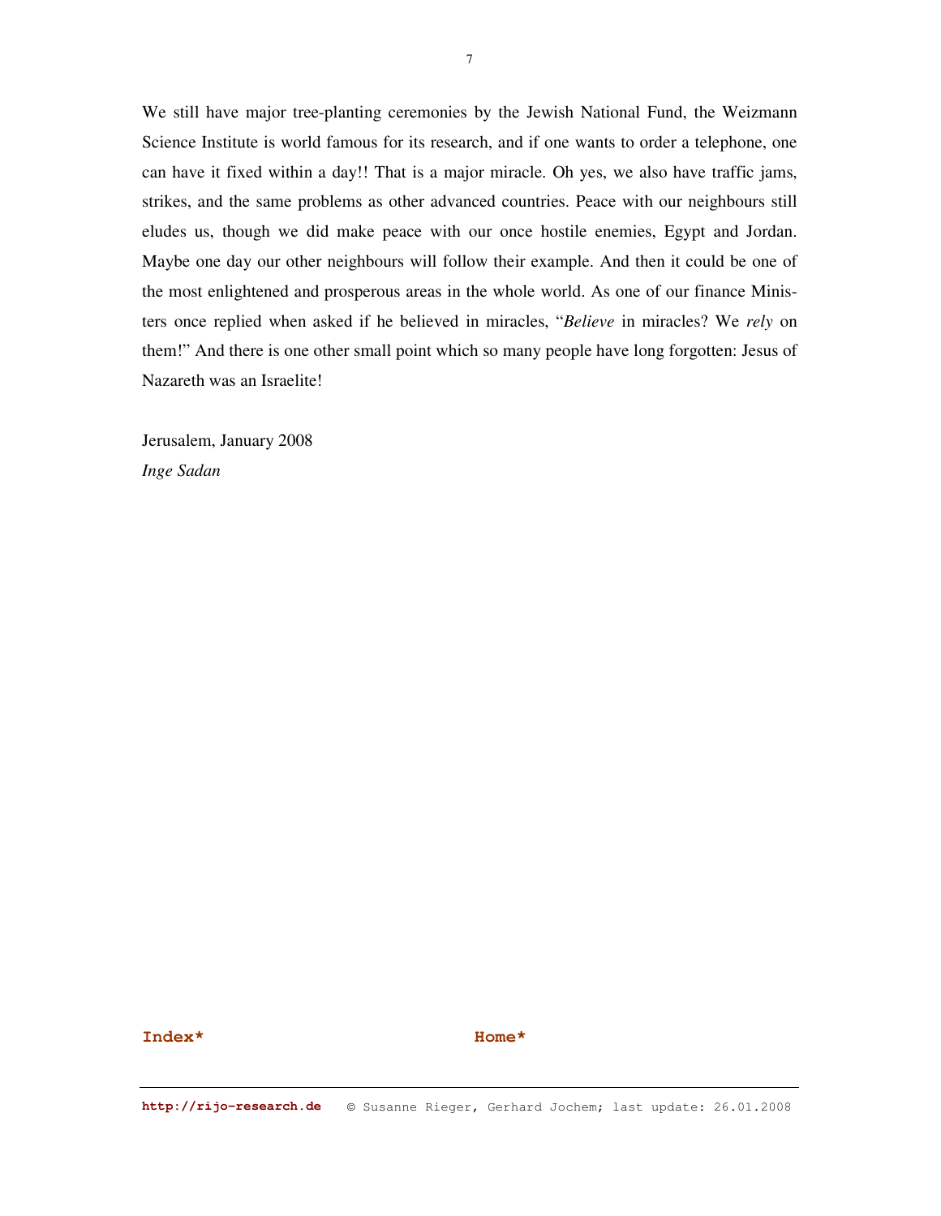We still have major tree-planting ceremonies by the Jewish National Fund, the Weizmann Science Institute is world famous for its research, and if one wants to order a telephone, one can have it fixed within a day!! That is a major miracle. Oh yes, we also have traffic jams, strikes, and the same problems as other advanced countries. Peace with our neighbours still eludes us, though we did make peace with our once hostile enemies, Egypt and Jordan. Maybe one day our other neighbours will follow their example. And then it could be one of the most enlightened and prosperous areas in the whole world. As one of our finance Ministers once replied when asked if he believed in miracles, "*Believe* in miracles? We *rely* on them!" And there is one other small point which so many people have long forgotten: Jesus of Nazareth was an Israelite!

Jerusalem, January 2008
*Inge Sadan*

**Index*** **Home***

---

**http://rijo-research.de** © Susanne Rieger, Gerhard Jochem; last update: 26.01.2008